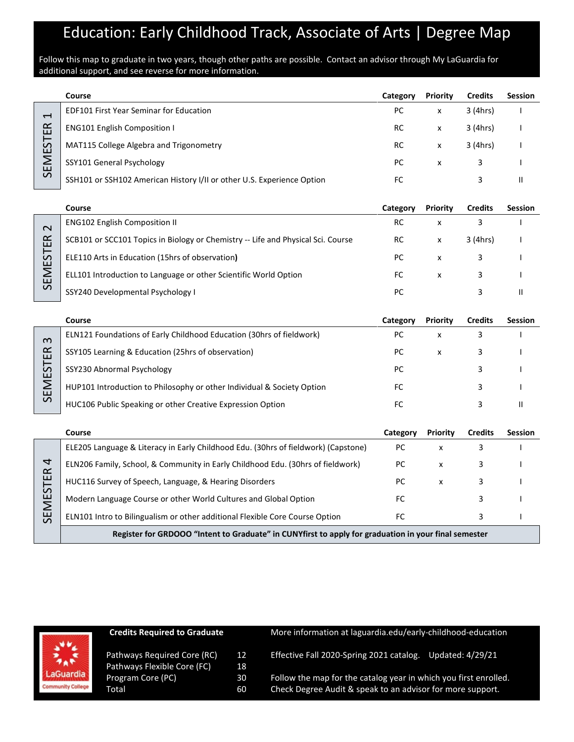# Education: Early Childhood Track, Associate of Arts | Degree Map

Follow this map to graduate in two years, though other paths are possible. Contact an advisor through My LaGuardia for additional support, and see reverse for more information.

## SEMESTER 1

| Course | Category | Priority | Credits | Session |
|---|---|---|---|---|
| EDF101 First Year Seminar for Education | PC | x | 3 (4hrs) | I |
| ENG101 English Composition I | RC | x | 3 (4hrs) | I |
| MAT115 College Algebra and Trigonometry | RC | x | 3 (4hrs) | I |
| SSY101 General Psychology | PC | x | 3 | I |
| SSH101 or SSH102 American History I/II or other U.S. Experience Option | FC | | 3 | II |

## SEMESTER 2

| Course | Category | Priority | Credits | Session |
|---|---|---|---|---|
| ENG102 English Composition II | RC | x | 3 | I |
| SCB101 or SCC101 Topics in Biology or Chemistry -- Life and Physical Sci. Course | RC | x | 3 (4hrs) | I |
| ELE110 Arts in Education (15hrs of observation) | PC | x | 3 | I |
| ELL101 Introduction to Language or other Scientific World Option | FC | x | 3 | I |
| SSY240 Developmental Psychology I | PC | | 3 | II |

## SEMESTER 3

| Course | Category | Priority | Credits | Session |
|---|---|---|---|---|
| ELN121 Foundations of Early Childhood Education (30hrs of fieldwork) | PC | x | 3 | I |
| SSY105 Learning & Education (25hrs of observation) | PC | x | 3 | I |
| SSY230 Abnormal Psychology | PC | | 3 | I |
| HUP101 Introduction to Philosophy or other Individual & Society Option | FC | | 3 | I |
| HUC106 Public Speaking or other Creative Expression Option | FC | | 3 | II |

## SEMESTER 4

| Course | Category | Priority | Credits | Session |
|---|---|---|---|---|
| ELE205 Language & Literacy in Early Childhood Edu. (30hrs of fieldwork) (Capstone) | PC | x | 3 | I |
| ELN206 Family, School, & Community in Early Childhood Edu. (30hrs of fieldwork) | PC | x | 3 | I |
| HUC116 Survey of Speech, Language, & Hearing Disorders | PC | x | 3 | I |
| Modern Language Course or other World Cultures and Global Option | FC | | 3 | I |
| ELN101 Intro to Bilingualism or other additional Flexible Core Course Option | FC | | 3 | I |

**Register for GRDOOO "Intent to Graduate" in CUNYfirst to apply for graduation in your final semester**

---

LaGuardia Community College

**Credits Required to Graduate**

| | |
|---|---|
| Pathways Required Core (RC) | 12 |
| Pathways Flexible Core (FC) | 18 |
| Program Core (PC) | 30 |
| Total | 60 |

More information at laguardia.edu/early-childhood-education

Effective Fall 2020-Spring 2021 catalog. Updated: 4/29/21

Follow the map for the catalog year in which you first enrolled.
Check Degree Audit & speak to an advisor for more support.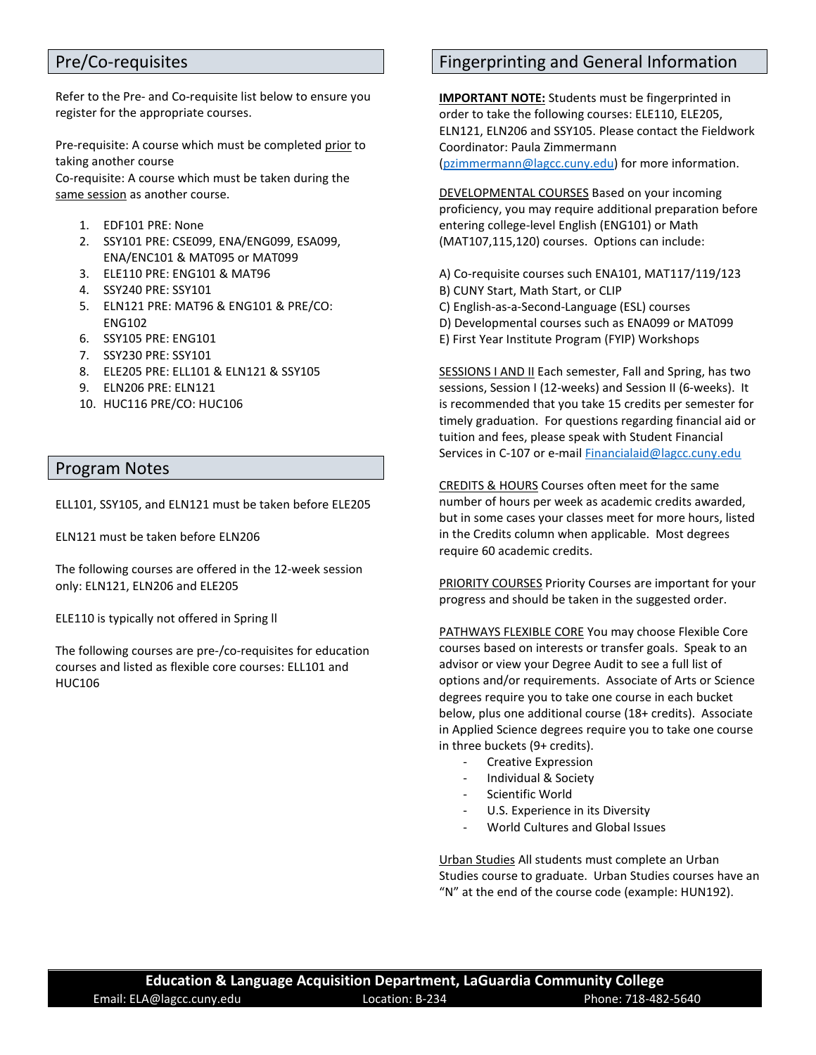## Pre/Co-requisites

Refer to the Pre- and Co-requisite list below to ensure you register for the appropriate courses.

Pre-requisite: A course which must be completed prior to taking another course
Co-requisite: A course which must be taken during the same session as another course.

1. EDF101 PRE: None
2. SSY101 PRE: CSE099, ENA/ENG099, ESA099, ENA/ENC101 & MAT095 or MAT099
3. ELE110 PRE: ENG101 & MAT96
4. SSY240 PRE: SSY101
5. ELN121 PRE: MAT96 & ENG101 & PRE/CO: ENG102
6. SSY105 PRE: ENG101
7. SSY230 PRE: SSY101
8. ELE205 PRE: ELL101 & ELN121 & SSY105
9. ELN206 PRE: ELN121
10. HUC116 PRE/CO: HUC106

## Program Notes

ELL101, SSY105, and ELN121 must be taken before ELE205

ELN121 must be taken before ELN206

The following courses are offered in the 12-week session only: ELN121, ELN206 and ELE205

ELE110 is typically not offered in Spring ll

The following courses are pre-/co-requisites for education courses and listed as flexible core courses: ELL101 and HUC106

## Fingerprinting and General Information

**IMPORTANT NOTE:** Students must be fingerprinted in order to take the following courses: ELE110, ELE205, ELN121, ELN206 and SSY105. Please contact the Fieldwork Coordinator: Paula Zimmermann (pzimmermann@lagcc.cuny.edu) for more information.

DEVELOPMENTAL COURSES Based on your incoming proficiency, you may require additional preparation before entering college-level English (ENG101) or Math (MAT107,115,120) courses. Options can include:

A) Co-requisite courses such ENA101, MAT117/119/123
B) CUNY Start, Math Start, or CLIP
C) English-as-a-Second-Language (ESL) courses
D) Developmental courses such as ENA099 or MAT099
E) First Year Institute Program (FYIP) Workshops

SESSIONS I AND II Each semester, Fall and Spring, has two sessions, Session I (12-weeks) and Session II (6-weeks). It is recommended that you take 15 credits per semester for timely graduation. For questions regarding financial aid or tuition and fees, please speak with Student Financial Services in C-107 or e-mail Financialaid@lagcc.cuny.edu

CREDITS & HOURS Courses often meet for the same number of hours per week as academic credits awarded, but in some cases your classes meet for more hours, listed in the Credits column when applicable. Most degrees require 60 academic credits.

PRIORITY COURSES Priority Courses are important for your progress and should be taken in the suggested order.

PATHWAYS FLEXIBLE CORE You may choose Flexible Core courses based on interests or transfer goals. Speak to an advisor or view your Degree Audit to see a full list of options and/or requirements. Associate of Arts or Science degrees require you to take one course in each bucket below, plus one additional course (18+ credits). Associate in Applied Science degrees require you to take one course in three buckets (9+ credits).

- Creative Expression
- Individual & Society
- Scientific World
- U.S. Experience in its Diversity
- World Cultures and Global Issues

Urban Studies All students must complete an Urban Studies course to graduate. Urban Studies courses have an "N" at the end of the course code (example: HUN192).

**Education & Language Acquisition Department, LaGuardia Community College**
Email: ELA@lagcc.cuny.edu Location: B-234 Phone: 718-482-5640